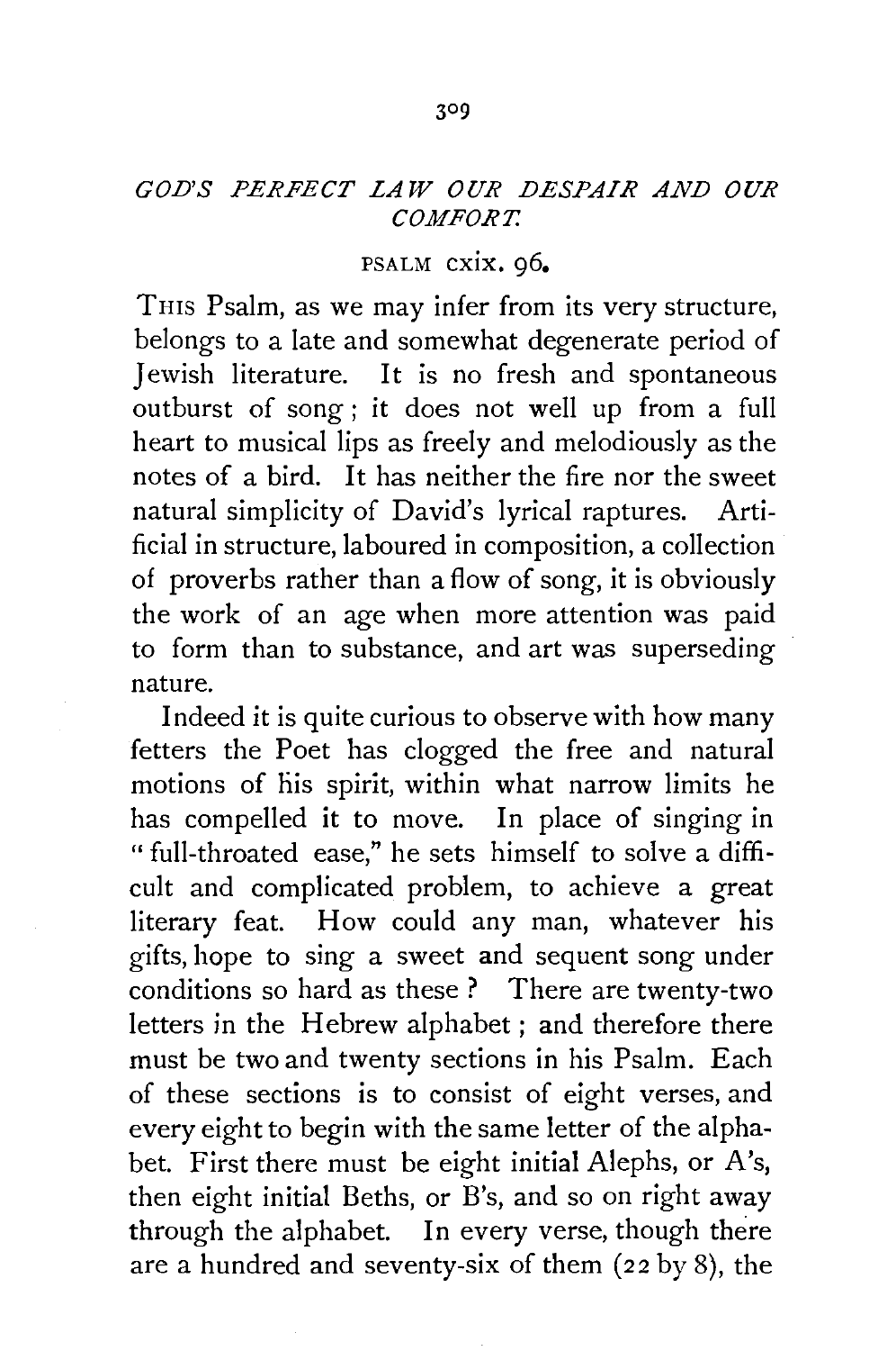## *GOD'S PERFECT LAW OUR DESPAIR AND OUR COMFORT.*

PSALM cxix. 96.

THIS Psalm, as we may infer from its very structure, belongs to a late and somewhat degenerate period of Jewish literature. It is no fresh and spontaneous outburst of song; it does not well up from a full heart to musical lips as freely and melodiously as the notes of a bird. It has neither the fire nor the sweet natural simplicity of David's lyrical raptures. Artificial in structure, laboured in composition, a collection of proverbs rather than a flow of song, it is obviously the work of an age when more attention was paid to form than to substance, and art was superseding nature.

Indeed it is quite curious to observe with how many fetters the Poet has clogged the free and natural motions of his spirit, within what narrow limits he has compelled it to move. In place of singing in "full-throated ease," he sets himself to solve a difficult and complicated problem, to achieve a great literary feat. How could any man, whatever his gifts, hope to sing a sweet and sequent song under conditions so hard as these? There are twenty-two letters in the Hebrew alphabet; and therefore there must be two and twenty sections in his Psalm. Each of these sections is to consist of eight verses, and every eight to begin with the same letter of the alphabet. First there must be eight initial Alephs, or A's, then eight initial Beths, or B's, and so on right away through the alphabet. In every verse, though there are a hundred and seventy-six of them (22 by 8), the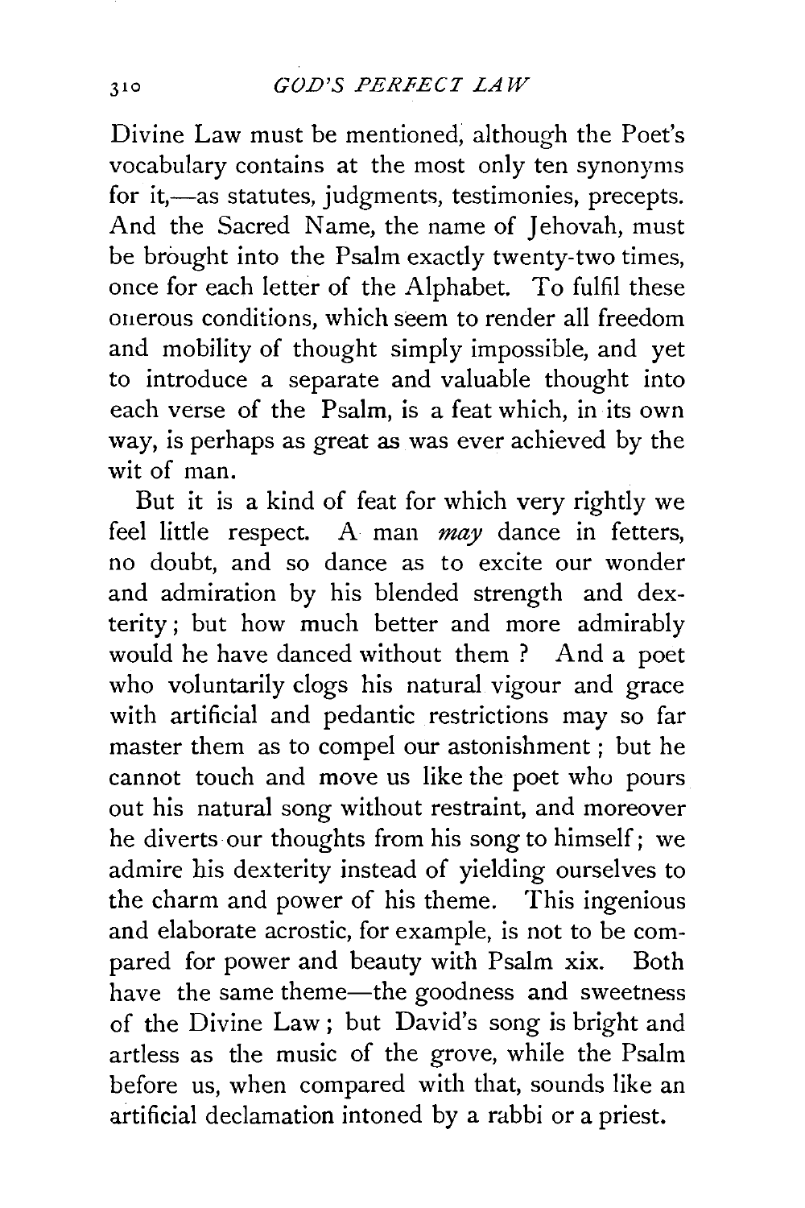Divine Law must be mentioned, although the Poet's vocabulary contains at the most only ten synonyms for it,—as statutes, judgments, testimonies, precepts. And the Sacred Name, the name of Jehovah, must be brought into the Psalm exactly twenty-two times, once for each letter of the Alphabet. To fulfil these onerous conditions, which seem to render all freedom and mobility of thought simply impossible, and yet to introduce a separate and valuable thought into each verse of the Psalm, is a feat which, in its own way, is perhaps as great as was ever achieved by the wit of man.

But it is a kind of feat for which very rightly we feel little respect. A man *may* dance in fetters, no doubt, and so dance as to excite our wonder and admiration by his blended strength and dexterity; but how much better and more admirably would he have danced without them? And a poet who voluntarily clogs his natural vigour and grace with artificial and pedantic restrictions may so far master them as to compel our astonishment; but he cannot touch and move us like the poet who pours out his natural song without restraint, and moreover he diverts our thoughts from his song to himself; we admire his dexterity instead of yielding ourselves to the charm and power of his theme. This ingenious and elaborate acrostic, for example, is not to be compared for power and beauty with Psalm xix. Both have the same theme—the goodness and sweetness of the Divine Law; but David's song is bright and artless as the music of the grove, while the Psalm before us, when compared with that, sounds like an artificial declamation intoned by a rabbi or a priest.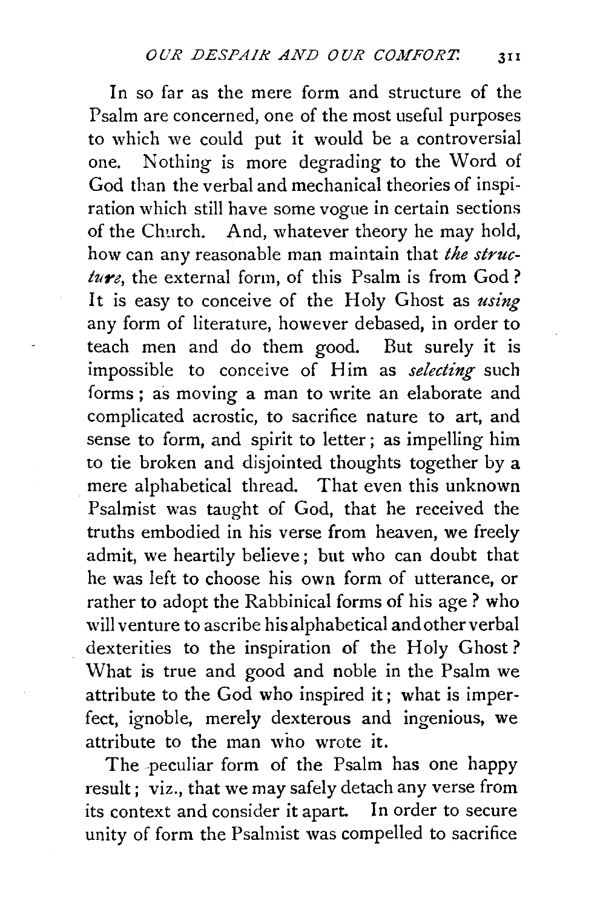In so far as the mere form and structure of the Psalm are concerned, one of the most useful purposes to which we could put it would be a controversial one. Nothing is more degrading to the Word of God than the verbal and mechanical theories of inspiration which still have some vogue in certain sections of the Church. And, whatever theory he may hold, how can any reasonable man maintain that *the structure*, the external form, of this Psalm is from God? It is easy to conceive of the Holy Ghost as *using* any form of literature, however debased, in order to teach men and do them good. But surely it is impossible to conceive of Him as *selecting* such forms; as moving a man to write an elaborate and complicated acrostic, to sacrifice nature to art, and sense to form, and spirit to letter; as impelling him to tie broken and disjointed thoughts together by a mere alphabetical thread. That even this unknown Psalmist was taught of God, that he received the truths embodied in his verse from heaven, we freely admit, we heartily believe; but who can doubt that he was left to choose his own form of utterance, or rather to adopt the Rabbinical forms of his age? who will venture to ascribe his alphabetical and other verbal dexterities to the inspiration of the Holy Ghost? What is true and good and noble in the Psalm we attribute to the God who inspired it; what is imperfect, ignoble, merely dexterous and ingenious, we attribute to the man who wrote it.

The peculiar form of the Psalm has one happy result; viz., that we may safely detach any verse from its context and consider it apart. In order to secure unity of form the Psalmist was compelled to sacrifice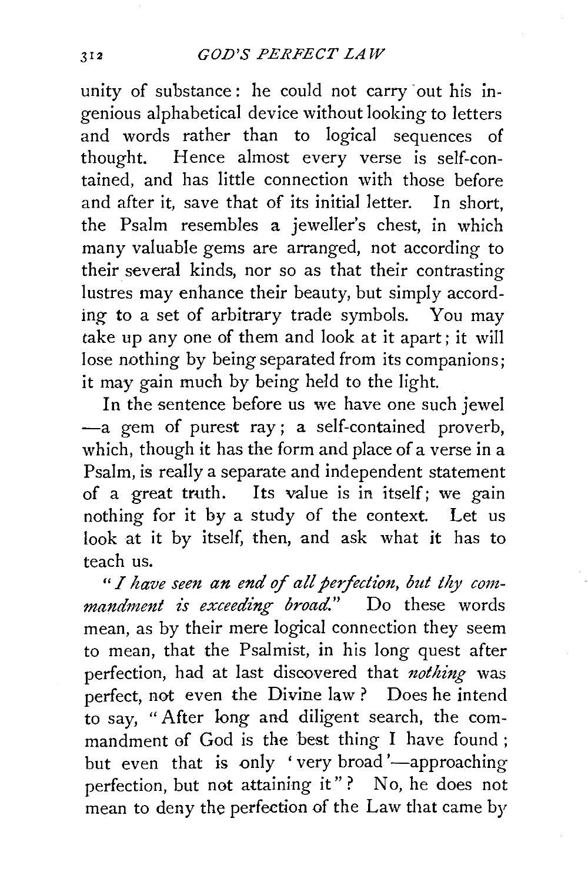unity of substance: he could not carry out his ingenious alphabetical device without looking to letters and words rather than to logical sequences of thought. Hence almost every verse is self-contained, and has little connection with those before and after it, save that of its initial letter. In short, the Psalm resembles a jeweller's chest, in which many valuable gems are arranged, not according to their several kinds, nor so as that their contrasting lustres may enhance their beauty, but simply according to a set of arbitrary trade symbols. You may take up any one of them and look at it apart; it will lose nothing by being separated from its companions; it may gain much by being held to the light.

In the sentence before us we have one such jewel —a gem of purest ray; a self-contained proverb, which, though it has the form and place of a verse in a Psalm, is really a separate and independent statement of a great truth. Its value is in itself; we gain nothing for it by a study of the context. Let us look at it by itself, then, and ask what it has to teach us.

"*I have seen an end of all perfection, but thy commandment is exceeding broad.*" Do these words mean, as by their mere logical connection they seem to mean, that the Psalmist, in his long quest after perfection, had at last discovered that *nothing* was perfect, not even the Divine law? Does he intend to say, "After long and diligent search, the commandment of God is the best thing I have found; but even that is only 'very broad'—approaching perfection, but not attaining it"? No, he does not mean to deny the perfection of the Law that came by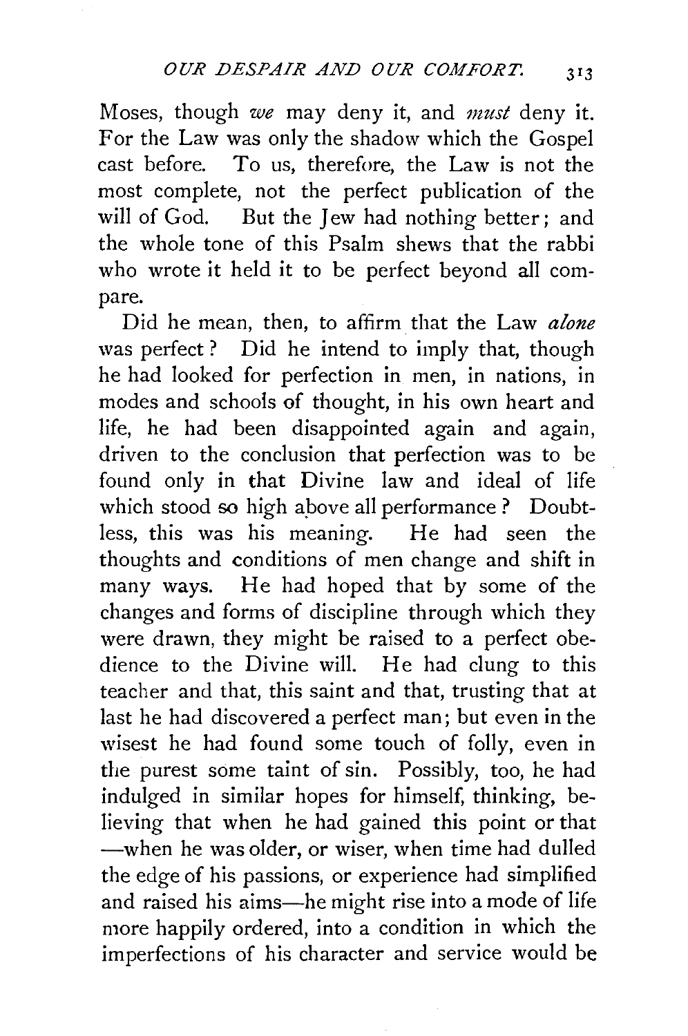Moses, though *we* may deny it, and *must* deny it. For the Law was only the shadow which the Gospel cast before. To us, therefore, the Law is not the most complete, not the perfect publication of the will of God. But the Jew had nothing better; and the whole tone of this Psalm shews that the rabbi who wrote it held it to be perfect beyond all compare.

Did he mean, then, to affirm that the Law *alone* was perfect? Did he intend to imply that, though he had looked for perfection in men, in nations, in modes and schools of thought, in his own heart and life, he had been disappointed again and again, driven to the conclusion that perfection was to be found only in that Divine law and ideal of life which stood so high above all performance? Doubtless, this was his meaning. He had seen the thoughts and conditions of men change and shift in many ways. He had hoped that by some of the changes and forms of discipline through which they were drawn, they might be raised to a perfect obedience to the Divine will. He had clung to this teacher and that, this saint and that, trusting that at last he had discovered a perfect man; but even in the wisest he had found some touch of folly, even in the purest some taint of sin. Possibly, too, he had indulged in similar hopes for himself, thinking, believing that when he had gained this point or that —when he was older, or wiser, when time had dulled the edge of his passions, or experience had simplified and raised his aims—he might rise into a mode of life more happily ordered, into a condition in which the imperfections of his character and service would be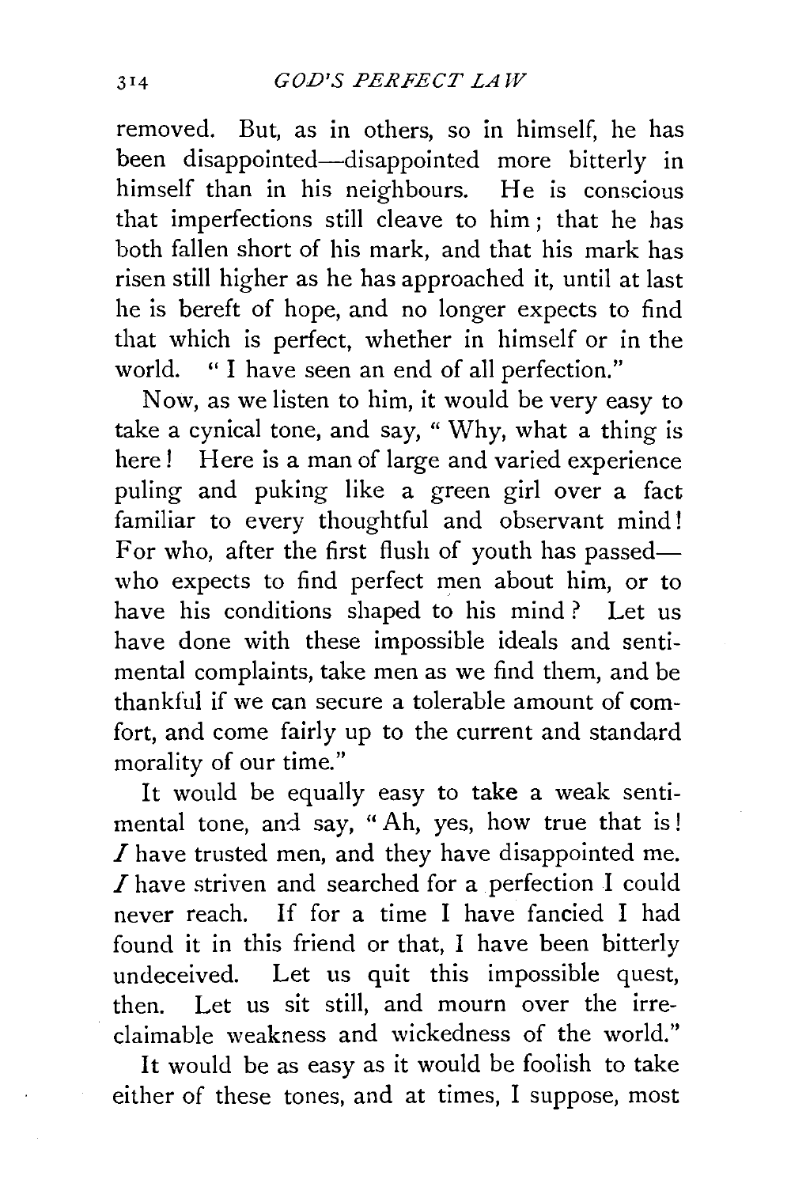removed. But, as in others, so in himself, he has been disappointed—disappointed more bitterly in himself than in his neighbours. He is conscious that imperfections still cleave to him; that he has both fallen short of his mark, and that his mark has risen still higher as he has approached it, until at last he is bereft of hope, and no longer expects to find that which is perfect, whether in himself or in the world. "I have seen an end of all perfection."

Now, as we listen to him, it would be very easy to take a cynical tone, and say, "Why, what a thing is here! Here is a man of large and varied experience puling and puking like a green girl over a fact familiar to every thoughtful and observant mind! For who, after the first flush of youth has passed—who expects to find perfect men about him, or to have his conditions shaped to his mind? Let us have done with these impossible ideals and sentimental complaints, take men as we find them, and be thankful if we can secure a tolerable amount of comfort, and come fairly up to the current and standard morality of our time."

It would be equally easy to take a weak sentimental tone, and say, "Ah, yes, how true that is! *I* have trusted men, and they have disappointed me. *I* have striven and searched for a perfection I could never reach. If for a time I have fancied I had found it in this friend or that, I have been bitterly undeceived. Let us quit this impossible quest, then. Let us sit still, and mourn over the irreclaimable weakness and wickedness of the world."

It would be as easy as it would be foolish to take either of these tones, and at times, I suppose, most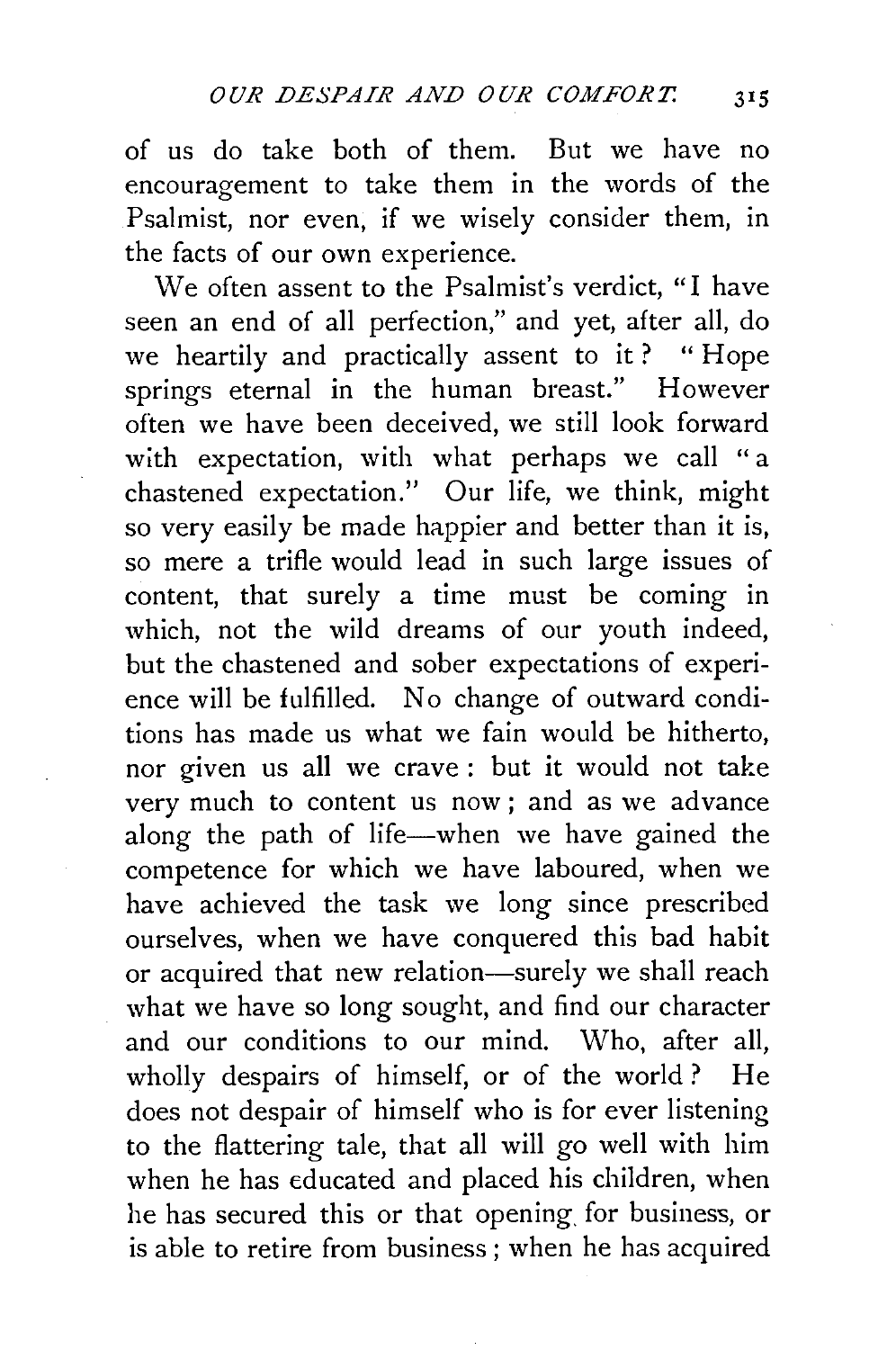of us do take both of them. But we have no encouragement to take them in the words of the Psalmist, nor even, if we wisely consider them, in the facts of our own experience.

We often assent to the Psalmist's verdict, "I have seen an end of all perfection," and yet, after all, do we heartily and practically assent to it? "Hope springs eternal in the human breast." However often we have been deceived, we still look forward with expectation, with what perhaps we call "a chastened expectation." Our life, we think, might so very easily be made happier and better than it is, so mere a trifle would lead in such large issues of content, that surely a time must be coming in which, not the wild dreams of our youth indeed, but the chastened and sober expectations of experience will be fulfilled. No change of outward conditions has made us what we fain would be hitherto, nor given us all we crave: but it would not take very much to content us now; and as we advance along the path of life—when we have gained the competence for which we have laboured, when we have achieved the task we long since prescribed ourselves, when we have conquered this bad habit or acquired that new relation—surely we shall reach what we have so long sought, and find our character and our conditions to our mind. Who, after all, wholly despairs of himself, or of the world? He does not despair of himself who is for ever listening to the flattering tale, that all will go well with him when he has educated and placed his children, when he has secured this or that opening for business, or is able to retire from business; when he has acquired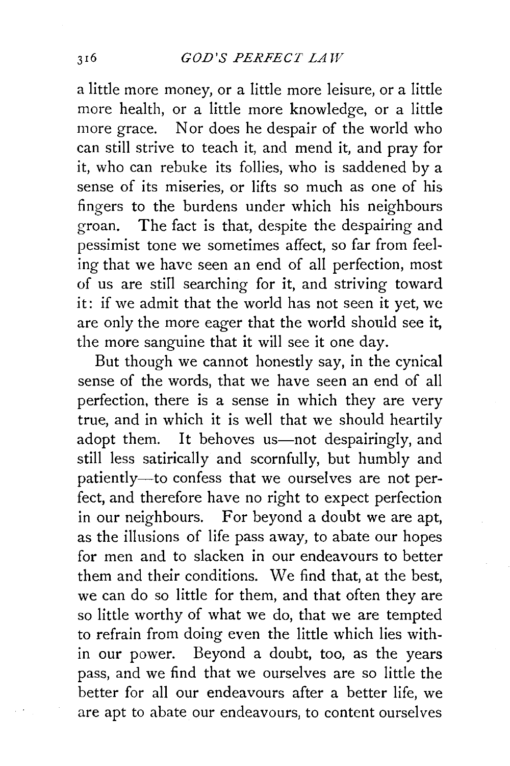a little more money, or a little more leisure, or a little more health, or a little more knowledge, or a little more grace. Nor does he despair of the world who can still strive to teach it, and mend it, and pray for it, who can rebuke its follies, who is saddened by a sense of its miseries, or lifts so much as one of his fingers to the burdens under which his neighbours groan. The fact is that, despite the despairing and pessimist tone we sometimes affect, so far from feeling that we have seen an end of all perfection, most of us are still searching for it, and striving toward it: if we admit that the world has not seen it yet, we are only the more eager that the world should see it, the more sanguine that it will see it one day.

But though we cannot honestly say, in the cynical sense of the words, that we have seen an end of all perfection, there is a sense in which they are very true, and in which it is well that we should heartily adopt them. It behoves us—not despairingly, and still less satirically and scornfully, but humbly and patiently—to confess that we ourselves are not perfect, and therefore have no right to expect perfection in our neighbours. For beyond a doubt we are apt, as the illusions of life pass away, to abate our hopes for men and to slacken in our endeavours to better them and their conditions. We find that, at the best, we can do so little for them, and that often they are so little worthy of what we do, that we are tempted to refrain from doing even the little which lies within our power. Beyond a doubt, too, as the years pass, and we find that we ourselves are so little the better for all our endeavours after a better life, we are apt to abate our endeavours, to content ourselves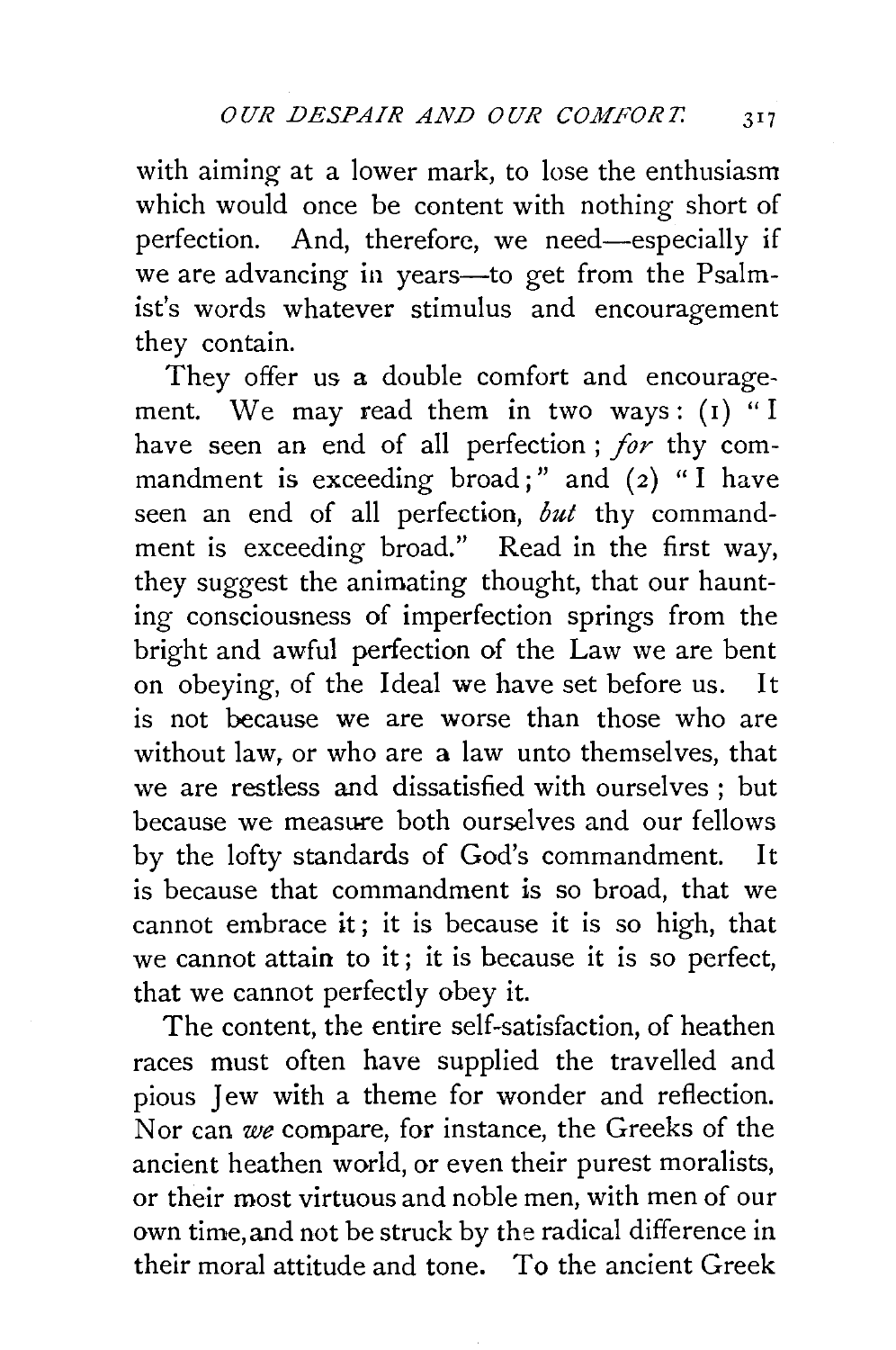with aiming at a lower mark, to lose the enthusiasm which would once be content with nothing short of perfection. And, therefore, we need—especially if we are advancing in years—to get from the Psalmist's words whatever stimulus and encouragement they contain.

They offer us a double comfort and encouragement. We may read them in two ways: (1) "I have seen an end of all perfection; *for* thy commandment is exceeding broad;" and (2) "I have seen an end of all perfection, *but* thy commandment is exceeding broad." Read in the first way, they suggest the animating thought, that our haunting consciousness of imperfection springs from the bright and awful perfection of the Law we are bent on obeying, of the Ideal we have set before us. It is not because we are worse than those who are without law, or who are a law unto themselves, that we are restless and dissatisfied with ourselves; but because we measure both ourselves and our fellows by the lofty standards of God's commandment. It is because that commandment is so broad, that we cannot embrace it; it is because it is so high, that we cannot attain to it; it is because it is so perfect, that we cannot perfectly obey it.

The content, the entire self-satisfaction, of heathen races must often have supplied the travelled and pious Jew with a theme for wonder and reflection. Nor can *we* compare, for instance, the Greeks of the ancient heathen world, or even their purest moralists, or their most virtuous and noble men, with men of our own time, and not be struck by the radical difference in their moral attitude and tone. To the ancient Greek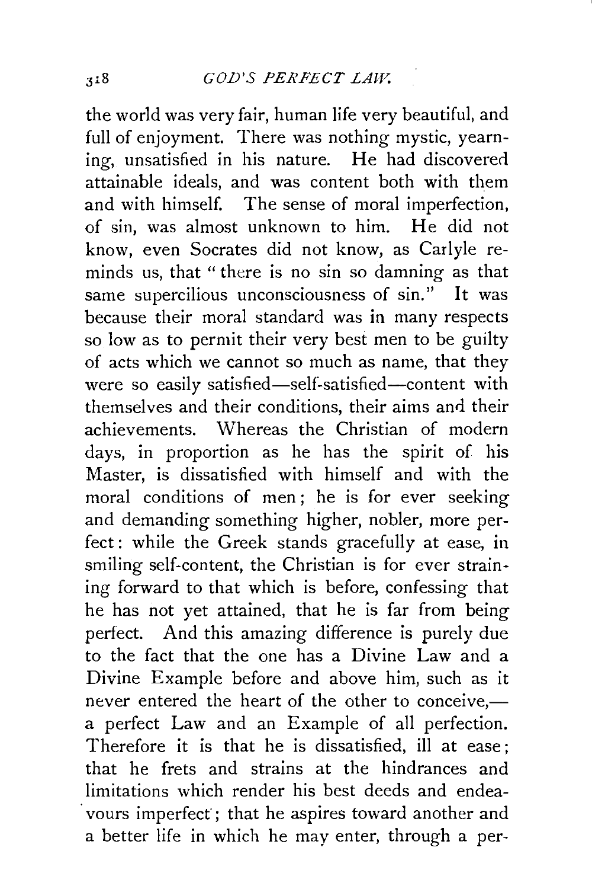the world was very fair, human life very beautiful, and full of enjoyment. There was nothing mystic, yearning, unsatisfied in his nature. He had discovered attainable ideals, and was content both with them and with himself. The sense of moral imperfection, of sin, was almost unknown to him. He did not know, even Socrates did not know, as Carlyle reminds us, that "there is no sin so damning as that same supercilious unconsciousness of sin." It was because their moral standard was in many respects so low as to permit their very best men to be guilty of acts which we cannot so much as name, that they were so easily satisfied—self-satisfied—content with themselves and their conditions, their aims and their achievements. Whereas the Christian of modern days, in proportion as he has the spirit of his Master, is dissatisfied with himself and with the moral conditions of men; he is for ever seeking and demanding something higher, nobler, more perfect: while the Greek stands gracefully at ease, in smiling self-content, the Christian is for ever straining forward to that which is before, confessing that he has not yet attained, that he is far from being perfect. And this amazing difference is purely due to the fact that the one has a Divine Law and a Divine Example before and above him, such as it never entered the heart of the other to conceive,—a perfect Law and an Example of all perfection. Therefore it is that he is dissatisfied, ill at ease; that he frets and strains at the hindrances and limitations which render his best deeds and endeavours imperfect; that he aspires toward another and a better life in which he may enter, through a per-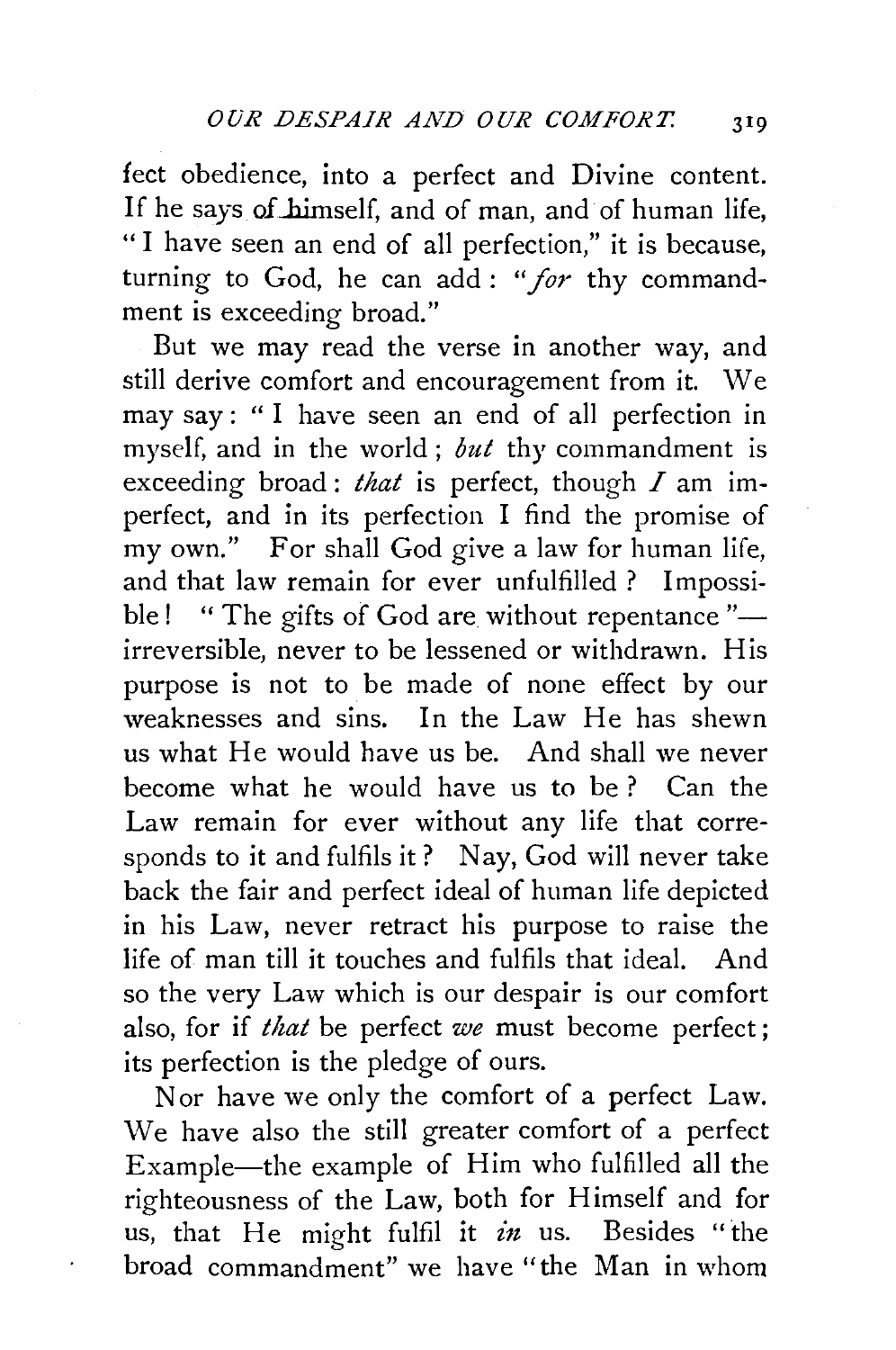fect obedience, into a perfect and Divine content. If he says of himself, and of man, and of human life, "I have seen an end of all perfection," it is because, turning to God, he can add: "*for* thy commandment is exceeding broad."

But we may read the verse in another way, and still derive comfort and encouragement from it. We may say: "I have seen an end of all perfection in myself, and in the world; *but* thy commandment is exceeding broad: *that* is perfect, though *I* am imperfect, and in its perfection I find the promise of my own." For shall God give a law for human life, and that law remain for ever unfulfilled? Impossible! "The gifts of God are without repentance"—irreversible, never to be lessened or withdrawn. His purpose is not to be made of none effect by our weaknesses and sins. In the Law He has shewn us what He would have us be. And shall we never become what he would have us to be? Can the Law remain for ever without any life that corresponds to it and fulfils it? Nay, God will never take back the fair and perfect ideal of human life depicted in his Law, never retract his purpose to raise the life of man till it touches and fulfils that ideal. And so the very Law which is our despair is our comfort also, for if *that* be perfect *we* must become perfect; its perfection is the pledge of ours.

Nor have we only the comfort of a perfect Law. We have also the still greater comfort of a perfect Example—the example of Him who fulfilled all the righteousness of the Law, both for Himself and for us, that He might fulfil it *in* us. Besides "the broad commandment" we have "the Man in whom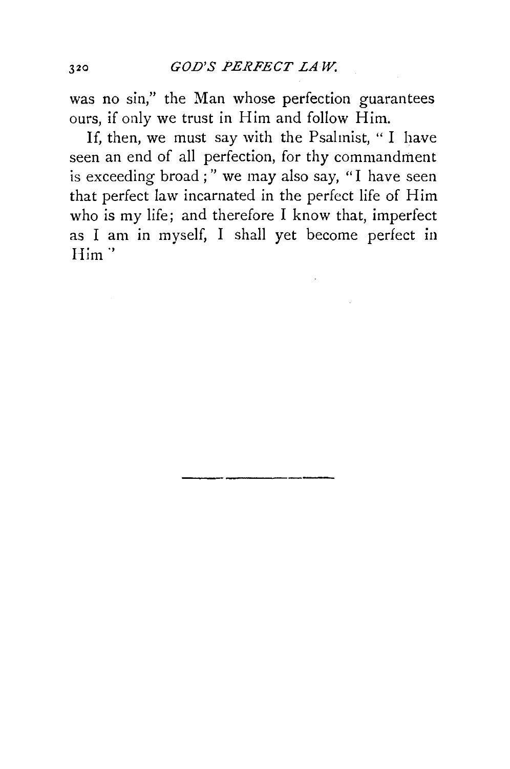was no sin," the Man whose perfection guarantees ours, if only we trust in Him and follow Him.

If, then, we must say with the Psalmist, " I have seen an end of all perfection, for thy commandment is exceeding broad ; " we may also say, "I have seen that perfect law incarnated in the perfect life of Him who is my life; and therefore I know that, imperfect as I am in myself, I shall yet become perfect in Him "

---